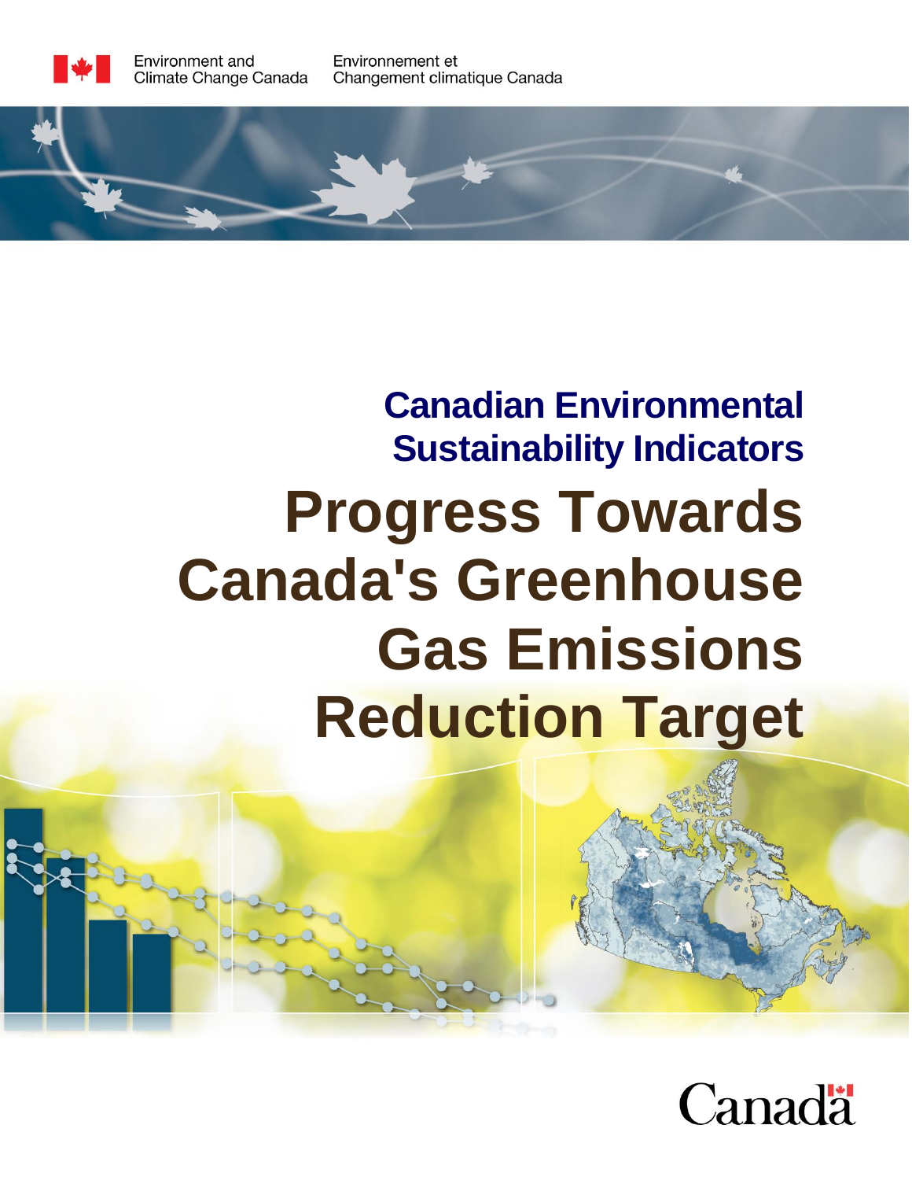Environment and Climate Change Canada
Environnement et Changement climatique Canada

## Canadian Environmental Sustainability Indicators

# Progress Towards Canada's Greenhouse Gas Emissions Reduction Target

Canada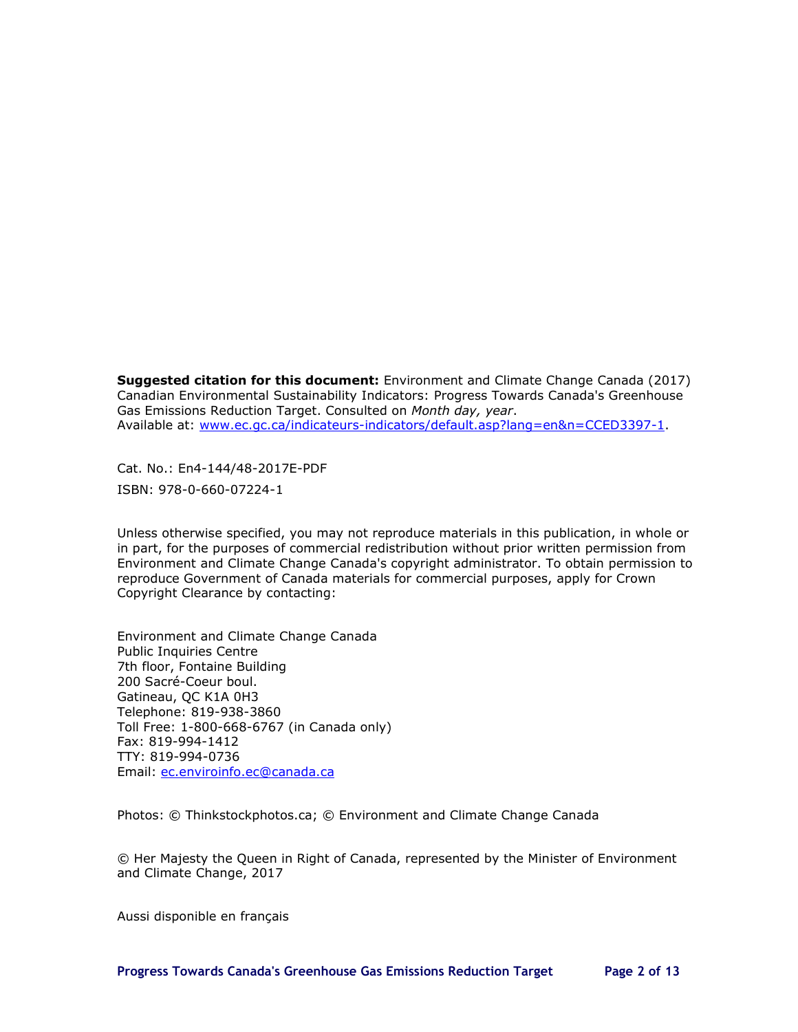**Suggested citation for this document:** Environment and Climate Change Canada (2017) Canadian Environmental Sustainability Indicators: Progress Towards Canada's Greenhouse Gas Emissions Reduction Target. Consulted on *Month day, year*.
Available at: [www.ec.gc.ca/indicateurs-indicators/default.asp?lang=en&n=CCED3397-1](www.ec.gc.ca/indicateurs-indicators/default.asp?lang=en&n=CCED3397-1).

Cat. No.: En4-144/48-2017E-PDF

ISBN: 978-0-660-07224-1

Unless otherwise specified, you may not reproduce materials in this publication, in whole or in part, for the purposes of commercial redistribution without prior written permission from Environment and Climate Change Canada's copyright administrator. To obtain permission to reproduce Government of Canada materials for commercial purposes, apply for Crown Copyright Clearance by contacting:

Environment and Climate Change Canada
Public Inquiries Centre
7th floor, Fontaine Building
200 Sacré-Coeur boul.
Gatineau, QC K1A 0H3
Telephone: 819-938-3860
Toll Free: 1-800-668-6767 (in Canada only)
Fax: 819-994-1412
TTY: 819-994-0736
Email: [ec.enviroinfo.ec@canada.ca](mailto:ec.enviroinfo.ec@canada.ca)

Photos: © Thinkstockphotos.ca; © Environment and Climate Change Canada

© Her Majesty the Queen in Right of Canada, represented by the Minister of Environment and Climate Change, 2017

Aussi disponible en français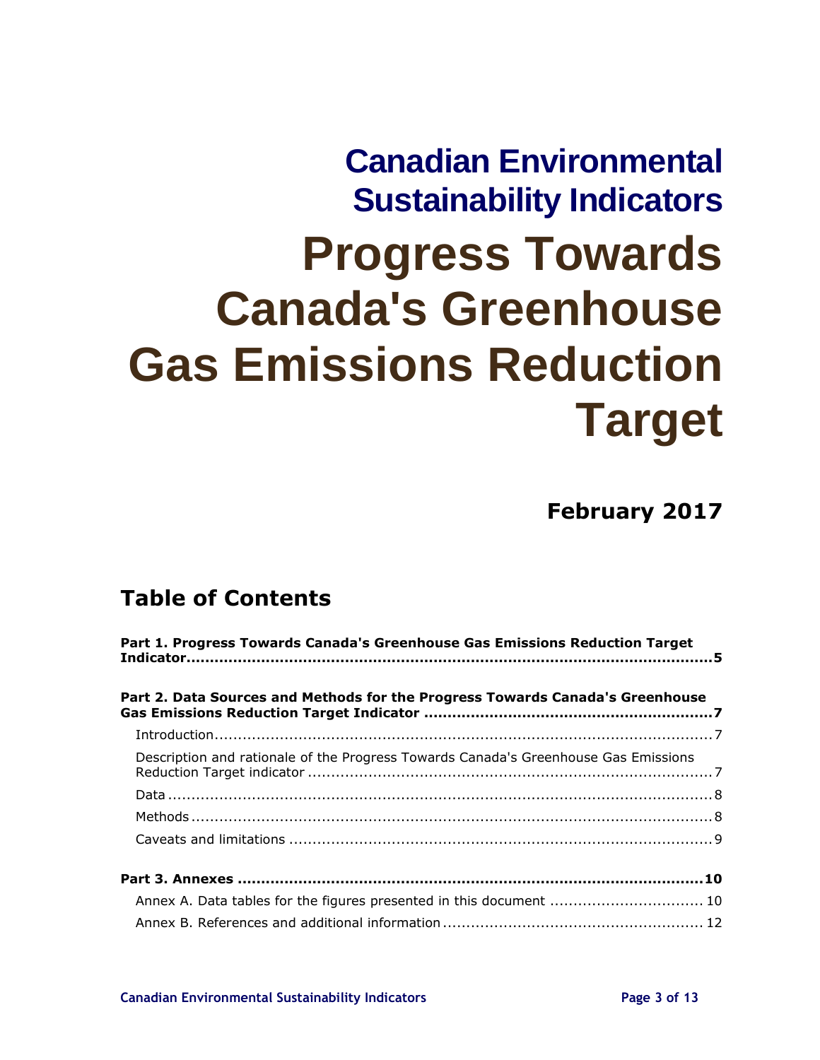# Canadian Environmental Sustainability Indicators

# Progress Towards Canada's Greenhouse Gas Emissions Reduction Target

**February 2017**

## Table of Contents

**Part 1. Progress Towards Canada's Greenhouse Gas Emissions Reduction Target Indicator....5**

**Part 2. Data Sources and Methods for the Progress Towards Canada's Greenhouse Gas Emissions Reduction Target Indicator....7**

- Introduction....7
- Description and rationale of the Progress Towards Canada's Greenhouse Gas Emissions Reduction Target indicator....7
- Data....8
- Methods....8
- Caveats and limitations....9

**Part 3. Annexes....10**

- Annex A. Data tables for the figures presented in this document....10
- Annex B. References and additional information....12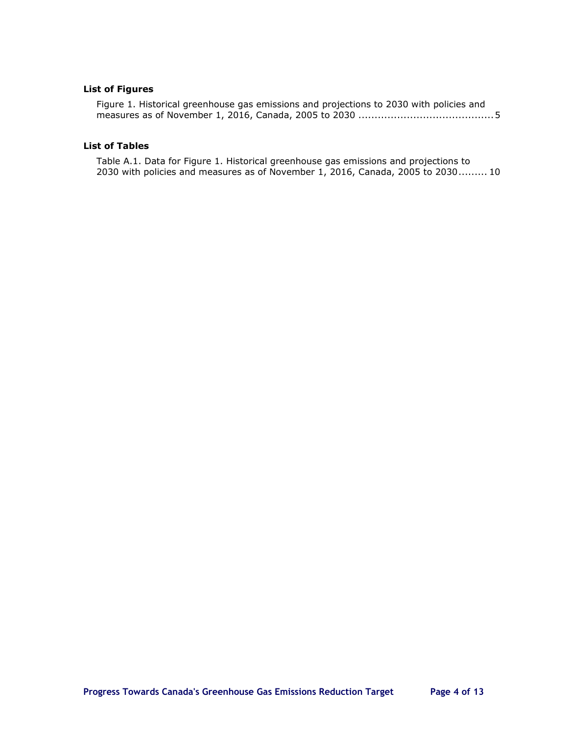### List of Figures

Figure 1. Historical greenhouse gas emissions and projections to 2030 with policies and measures as of November 1, 2016, Canada, 2005 to 2030 ......................................... 5

### List of Tables

Table A.1. Data for Figure 1. Historical greenhouse gas emissions and projections to 2030 with policies and measures as of November 1, 2016, Canada, 2005 to 2030......... 10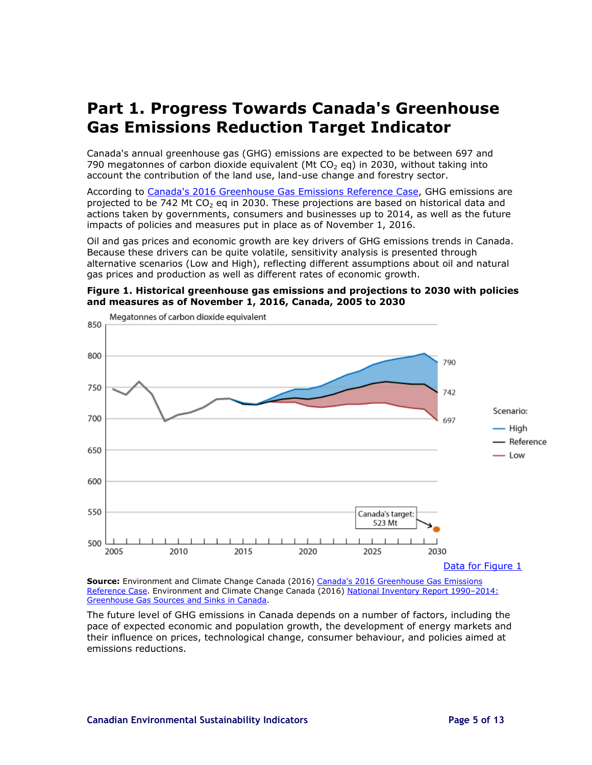# Part 1. Progress Towards Canada's Greenhouse Gas Emissions Reduction Target Indicator

Canada's annual greenhouse gas (GHG) emissions are expected to be between 697 and 790 megatonnes of carbon dioxide equivalent (Mt $CO_2$ eq) in 2030, without taking into account the contribution of the land use, land-use change and forestry sector.

According to Canada's 2016 Greenhouse Gas Emissions Reference Case, GHG emissions are projected to be 742 Mt $CO_2$ eq in 2030. These projections are based on historical data and actions taken by governments, consumers and businesses up to 2014, as well as the future impacts of policies and measures put in place as of November 1, 2016.

Oil and gas prices and economic growth are key drivers of GHG emissions trends in Canada. Because these drivers can be quite volatile, sensitivity analysis is presented through alternative scenarios (Low and High), reflecting different assumptions about oil and natural gas prices and production as well as different rates of economic growth.

**Figure 1. Historical greenhouse gas emissions and projections to 2030 with policies and measures as of November 1, 2016, Canada, 2005 to 2030**

Data for Figure 1

**Source:** Environment and Climate Change Canada (2016) Canada's 2016 Greenhouse Gas Emissions Reference Case. Environment and Climate Change Canada (2016) National Inventory Report 1990–2014: Greenhouse Gas Sources and Sinks in Canada.

The future level of GHG emissions in Canada depends on a number of factors, including the pace of expected economic and population growth, the development of energy markets and their influence on prices, technological change, consumer behaviour, and policies aimed at emissions reductions.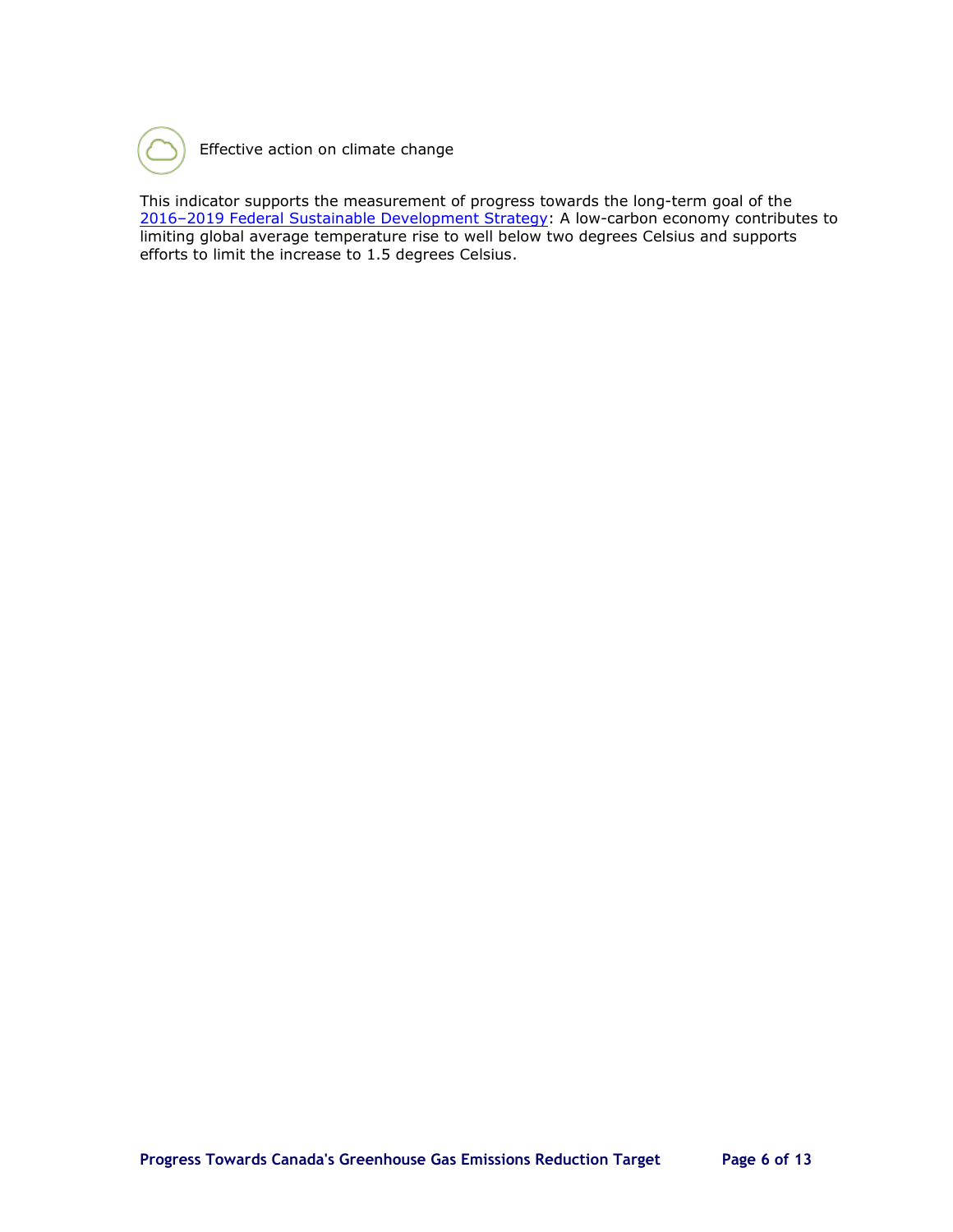Effective action on climate change

This indicator supports the measurement of progress towards the long-term goal of the 2016–2019 Federal Sustainable Development Strategy: A low-carbon economy contributes to limiting global average temperature rise to well below two degrees Celsius and supports efforts to limit the increase to 1.5 degrees Celsius.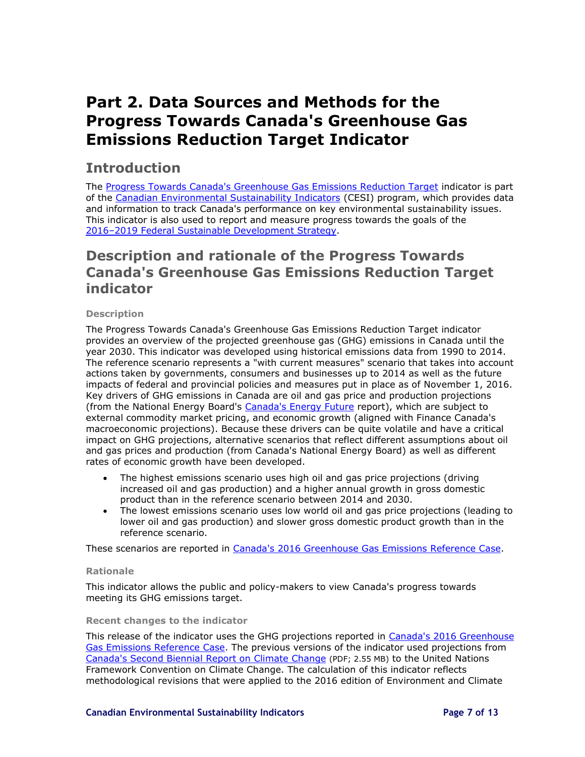# Part 2. Data Sources and Methods for the Progress Towards Canada's Greenhouse Gas Emissions Reduction Target Indicator

## Introduction

The Progress Towards Canada's Greenhouse Gas Emissions Reduction Target indicator is part of the Canadian Environmental Sustainability Indicators (CESI) program, which provides data and information to track Canada's performance on key environmental sustainability issues. This indicator is also used to report and measure progress towards the goals of the 2016–2019 Federal Sustainable Development Strategy.

## Description and rationale of the Progress Towards Canada's Greenhouse Gas Emissions Reduction Target indicator

### Description

The Progress Towards Canada's Greenhouse Gas Emissions Reduction Target indicator provides an overview of the projected greenhouse gas (GHG) emissions in Canada until the year 2030. This indicator was developed using historical emissions data from 1990 to 2014. The reference scenario represents a "with current measures" scenario that takes into account actions taken by governments, consumers and businesses up to 2014 as well as the future impacts of federal and provincial policies and measures put in place as of November 1, 2016. Key drivers of GHG emissions in Canada are oil and gas price and production projections (from the National Energy Board's Canada's Energy Future report), which are subject to external commodity market pricing, and economic growth (aligned with Finance Canada's macroeconomic projections). Because these drivers can be quite volatile and have a critical impact on GHG projections, alternative scenarios that reflect different assumptions about oil and gas prices and production (from Canada's National Energy Board) as well as different rates of economic growth have been developed.

- The highest emissions scenario uses high oil and gas price projections (driving increased oil and gas production) and a higher annual growth in gross domestic product than in the reference scenario between 2014 and 2030.
- The lowest emissions scenario uses low world oil and gas price projections (leading to lower oil and gas production) and slower gross domestic product growth than in the reference scenario.

These scenarios are reported in Canada's 2016 Greenhouse Gas Emissions Reference Case.

### Rationale

This indicator allows the public and policy-makers to view Canada's progress towards meeting its GHG emissions target.

### Recent changes to the indicator

This release of the indicator uses the GHG projections reported in Canada's 2016 Greenhouse Gas Emissions Reference Case. The previous versions of the indicator used projections from Canada's Second Biennial Report on Climate Change (PDF; 2.55 MB) to the United Nations Framework Convention on Climate Change. The calculation of this indicator reflects methodological revisions that were applied to the 2016 edition of Environment and Climate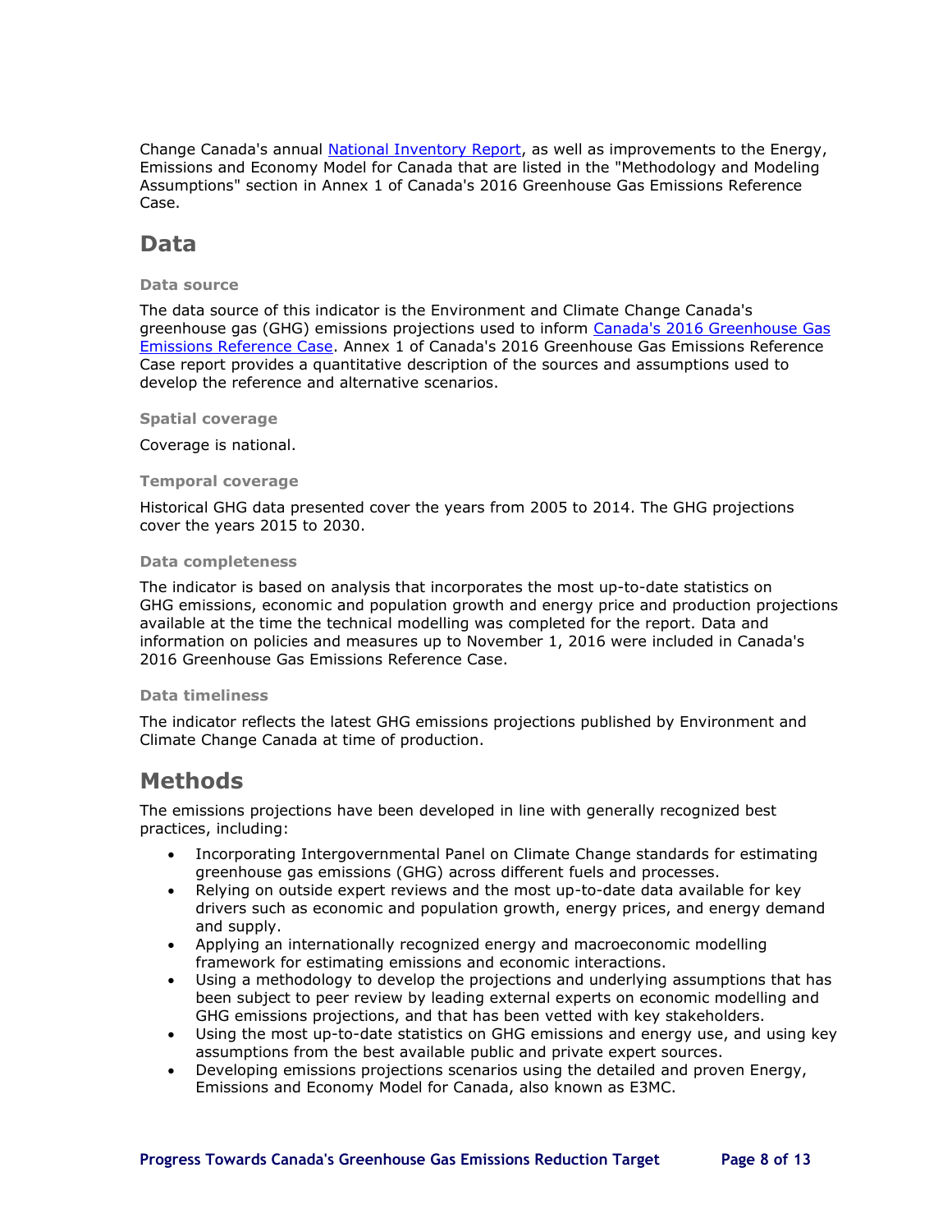Change Canada's annual National Inventory Report, as well as improvements to the Energy, Emissions and Economy Model for Canada that are listed in the "Methodology and Modeling Assumptions" section in Annex 1 of Canada's 2016 Greenhouse Gas Emissions Reference Case.

## Data

#### Data source

The data source of this indicator is the Environment and Climate Change Canada's greenhouse gas (GHG) emissions projections used to inform Canada's 2016 Greenhouse Gas Emissions Reference Case. Annex 1 of Canada's 2016 Greenhouse Gas Emissions Reference Case report provides a quantitative description of the sources and assumptions used to develop the reference and alternative scenarios.

#### Spatial coverage

Coverage is national.

#### Temporal coverage

Historical GHG data presented cover the years from 2005 to 2014. The GHG projections cover the years 2015 to 2030.

#### Data completeness

The indicator is based on analysis that incorporates the most up-to-date statistics on GHG emissions, economic and population growth and energy price and production projections available at the time the technical modelling was completed for the report. Data and information on policies and measures up to November 1, 2016 were included in Canada's 2016 Greenhouse Gas Emissions Reference Case.

#### Data timeliness

The indicator reflects the latest GHG emissions projections published by Environment and Climate Change Canada at time of production.

## Methods

The emissions projections have been developed in line with generally recognized best practices, including:

- Incorporating Intergovernmental Panel on Climate Change standards for estimating greenhouse gas emissions (GHG) across different fuels and processes.
- Relying on outside expert reviews and the most up-to-date data available for key drivers such as economic and population growth, energy prices, and energy demand and supply.
- Applying an internationally recognized energy and macroeconomic modelling framework for estimating emissions and economic interactions.
- Using a methodology to develop the projections and underlying assumptions that has been subject to peer review by leading external experts on economic modelling and GHG emissions projections, and that has been vetted with key stakeholders.
- Using the most up-to-date statistics on GHG emissions and energy use, and using key assumptions from the best available public and private expert sources.
- Developing emissions projections scenarios using the detailed and proven Energy, Emissions and Economy Model for Canada, also known as E3MC.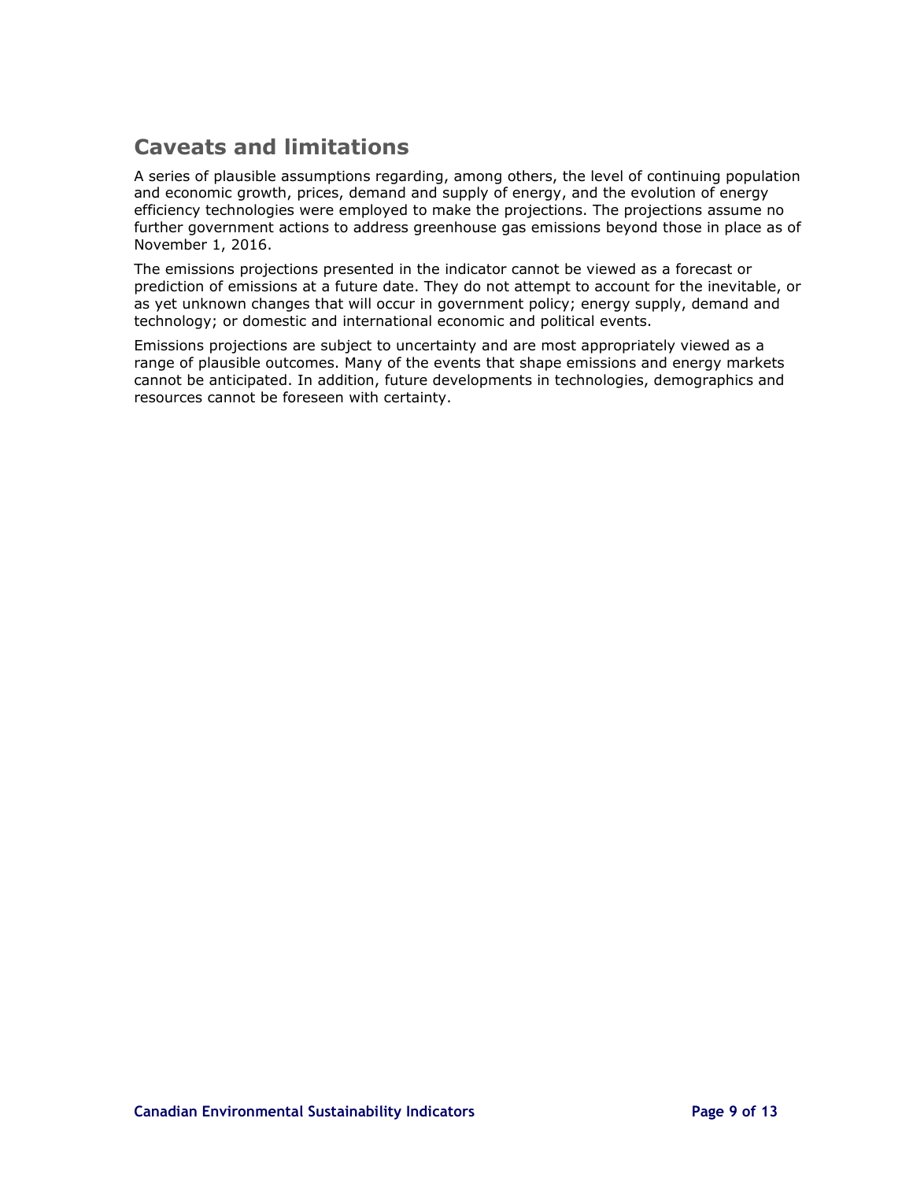## Caveats and limitations

A series of plausible assumptions regarding, among others, the level of continuing population and economic growth, prices, demand and supply of energy, and the evolution of energy efficiency technologies were employed to make the projections. The projections assume no further government actions to address greenhouse gas emissions beyond those in place as of November 1, 2016.

The emissions projections presented in the indicator cannot be viewed as a forecast or prediction of emissions at a future date. They do not attempt to account for the inevitable, or as yet unknown changes that will occur in government policy; energy supply, demand and technology; or domestic and international economic and political events.

Emissions projections are subject to uncertainty and are most appropriately viewed as a range of plausible outcomes. Many of the events that shape emissions and energy markets cannot be anticipated. In addition, future developments in technologies, demographics and resources cannot be foreseen with certainty.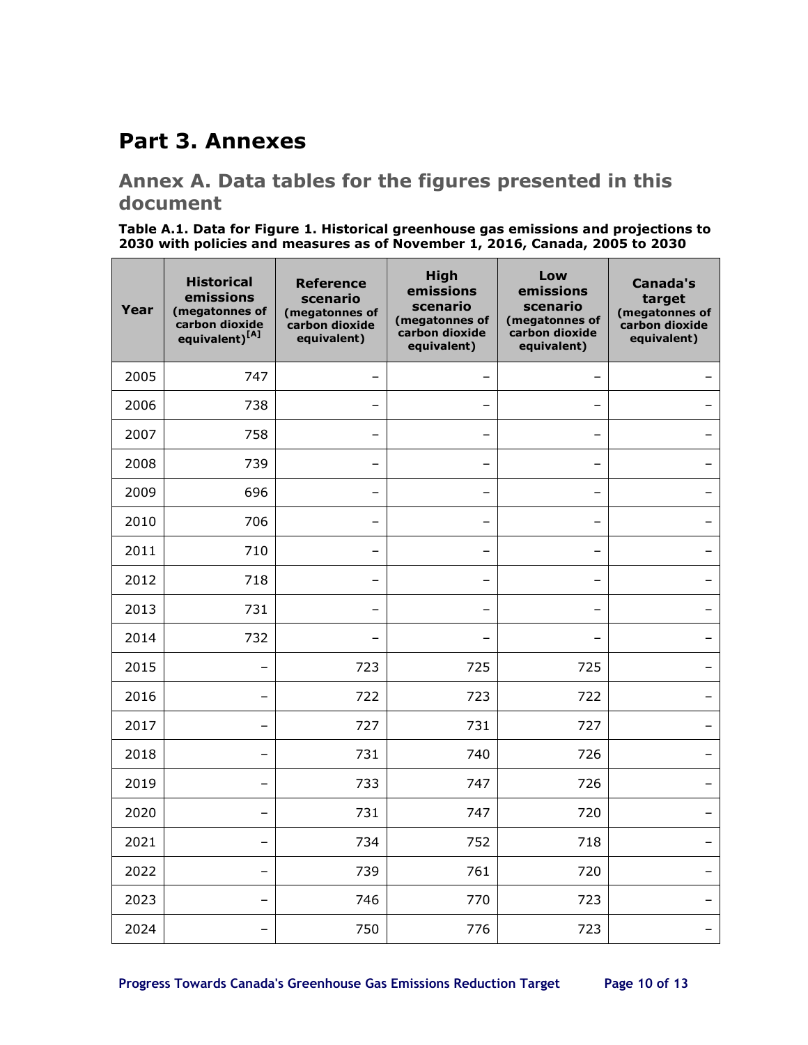# Part 3. Annexes

## Annex A. Data tables for the figures presented in this document

**Table A.1. Data for Figure 1. Historical greenhouse gas emissions and projections to 2030 with policies and measures as of November 1, 2016, Canada, 2005 to 2030**

| Year | Historical emissions (megatonnes of carbon dioxide equivalent)[A] | Reference scenario (megatonnes of carbon dioxide equivalent) | High emissions scenario (megatonnes of carbon dioxide equivalent) | Low emissions scenario (megatonnes of carbon dioxide equivalent) | Canada's target (megatonnes of carbon dioxide equivalent) |
|---|---|---|---|---|---|
| 2005 | 747 | – | – | – | – |
| 2006 | 738 | – | – | – | – |
| 2007 | 758 | – | – | – | – |
| 2008 | 739 | – | – | – | – |
| 2009 | 696 | – | – | – | – |
| 2010 | 706 | – | – | – | – |
| 2011 | 710 | – | – | – | – |
| 2012 | 718 | – | – | – | – |
| 2013 | 731 | – | – | – | – |
| 2014 | 732 | – | – | – | – |
| 2015 | – | 723 | 725 | 725 | – |
| 2016 | – | 722 | 723 | 722 | – |
| 2017 | – | 727 | 731 | 727 | – |
| 2018 | – | 731 | 740 | 726 | – |
| 2019 | – | 733 | 747 | 726 | – |
| 2020 | – | 731 | 747 | 720 | – |
| 2021 | – | 734 | 752 | 718 | – |
| 2022 | – | 739 | 761 | 720 | – |
| 2023 | – | 746 | 770 | 723 | – |
| 2024 | – | 750 | 776 | 723 | – |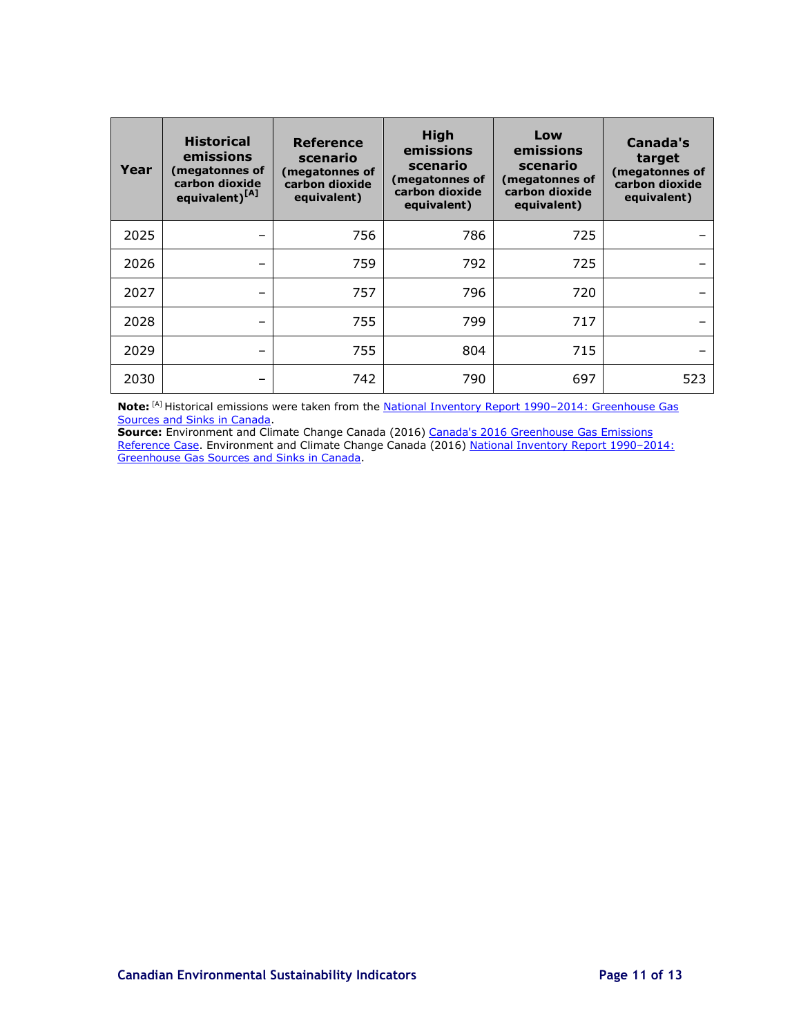| Year | Historical emissions (megatonnes of carbon dioxide equivalent)[A] | Reference scenario (megatonnes of carbon dioxide equivalent) | High emissions scenario (megatonnes of carbon dioxide equivalent) | Low emissions scenario (megatonnes of carbon dioxide equivalent) | Canada's target (megatonnes of carbon dioxide equivalent) |
|---|---|---|---|---|---|
| 2025 | – | 756 | 786 | 725 | – |
| 2026 | – | 759 | 792 | 725 | – |
| 2027 | – | 757 | 796 | 720 | – |
| 2028 | – | 755 | 799 | 717 | – |
| 2029 | – | 755 | 804 | 715 | – |
| 2030 | – | 742 | 790 | 697 | 523 |

**Note:** [A] Historical emissions were taken from the National Inventory Report 1990–2014: Greenhouse Gas Sources and Sinks in Canada.
**Source:** Environment and Climate Change Canada (2016) Canada's 2016 Greenhouse Gas Emissions Reference Case. Environment and Climate Change Canada (2016) National Inventory Report 1990–2014: Greenhouse Gas Sources and Sinks in Canada.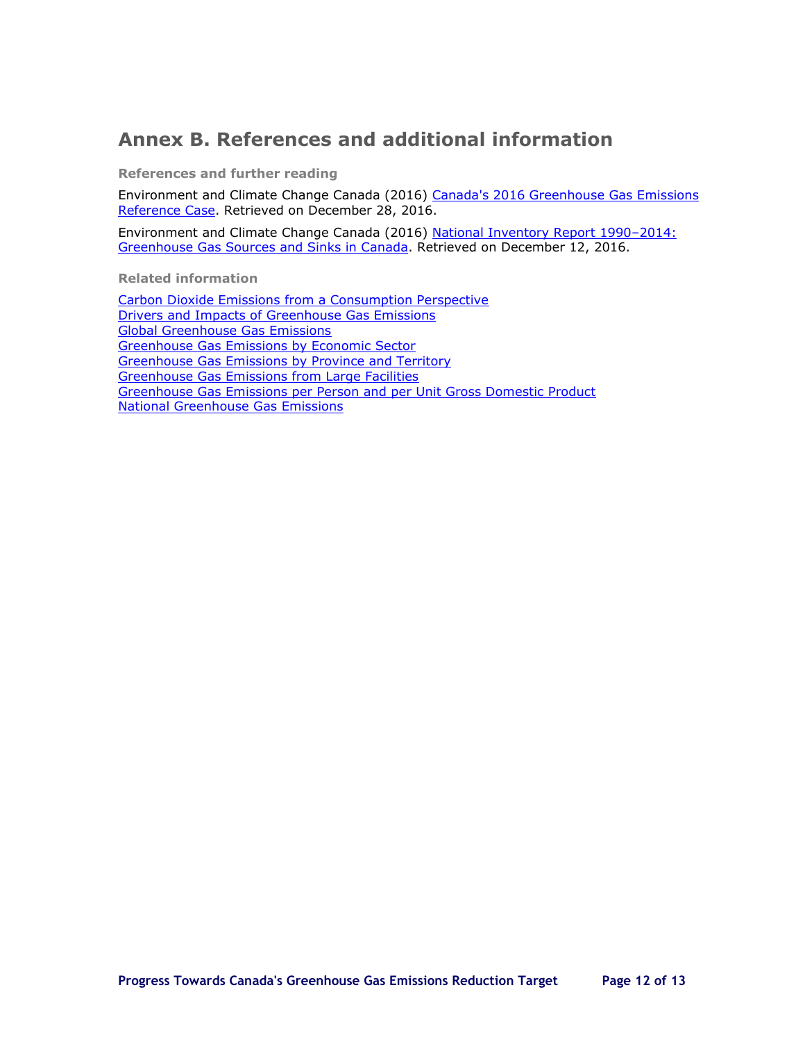# Annex B. References and additional information

### References and further reading

Environment and Climate Change Canada (2016) Canada's 2016 Greenhouse Gas Emissions Reference Case. Retrieved on December 28, 2016.

Environment and Climate Change Canada (2016) National Inventory Report 1990–2014: Greenhouse Gas Sources and Sinks in Canada. Retrieved on December 12, 2016.

### Related information

Carbon Dioxide Emissions from a Consumption Perspective
Drivers and Impacts of Greenhouse Gas Emissions
Global Greenhouse Gas Emissions
Greenhouse Gas Emissions by Economic Sector
Greenhouse Gas Emissions by Province and Territory
Greenhouse Gas Emissions from Large Facilities
Greenhouse Gas Emissions per Person and per Unit Gross Domestic Product
National Greenhouse Gas Emissions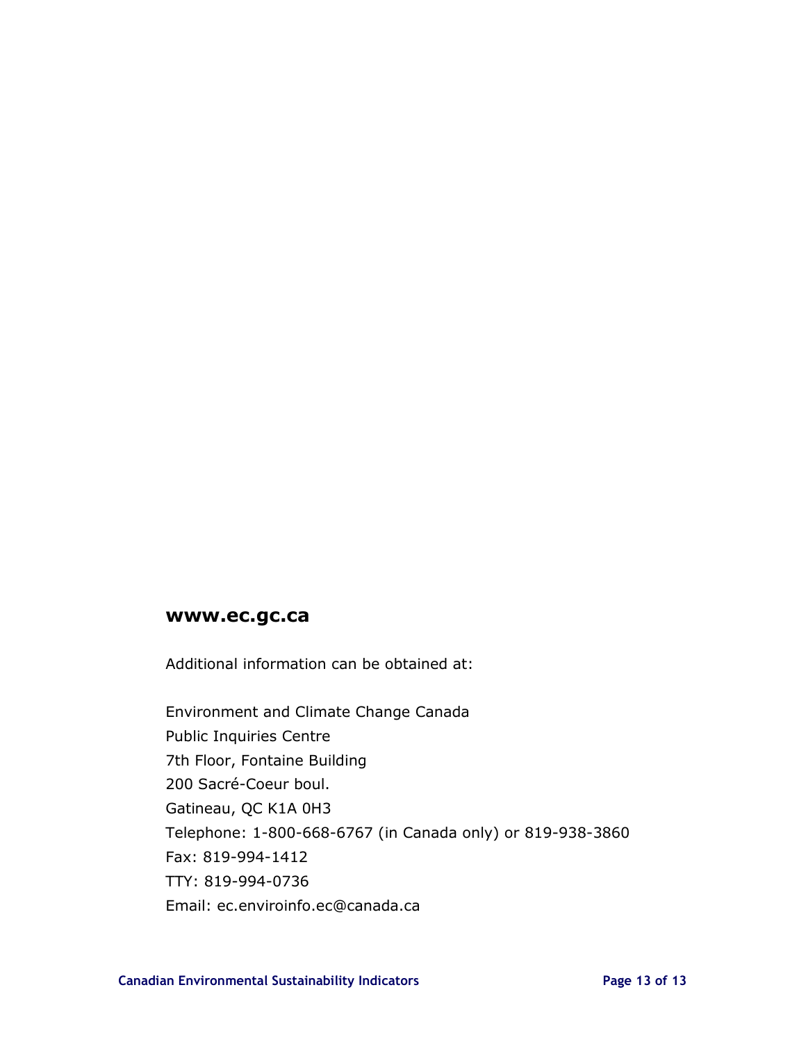**www.ec.gc.ca**

Additional information can be obtained at:

Environment and Climate Change Canada
Public Inquiries Centre
7th Floor, Fontaine Building
200 Sacré-Coeur boul.
Gatineau, QC K1A 0H3
Telephone: 1-800-668-6767 (in Canada only) or 819-938-3860
Fax: 819-994-1412
TTY: 819-994-0736
Email: ec.enviroinfo.ec@canada.ca